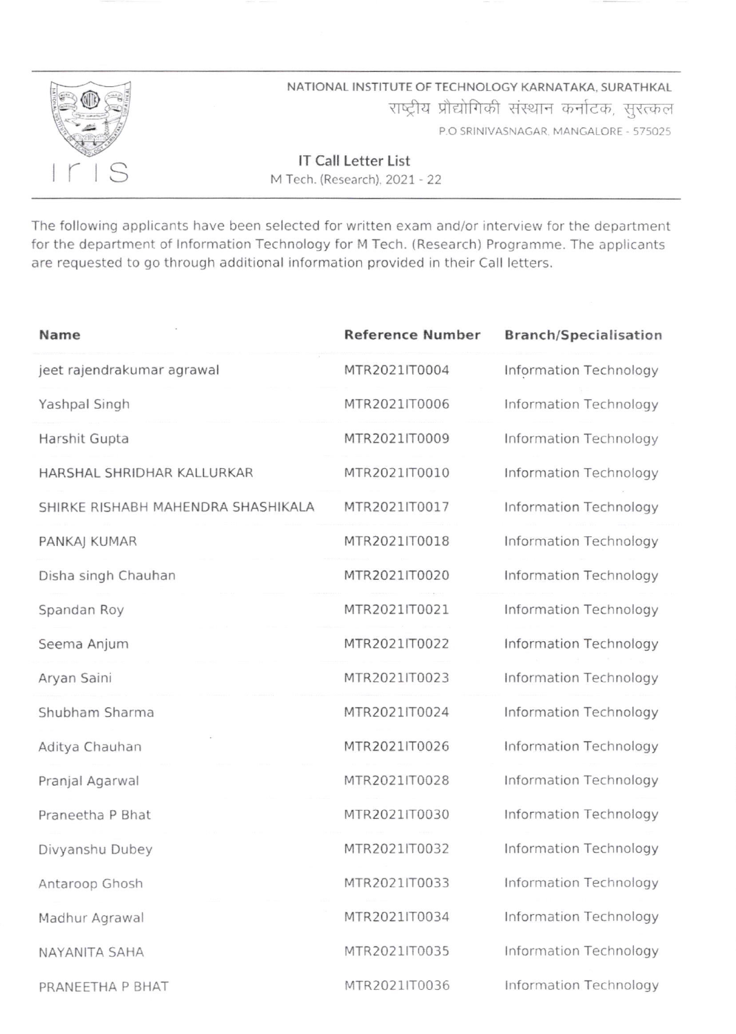NATIONAL INSTITUTE OF TECHNOLOGY KARNATAKA, SURATHKAL

राष्ट्रीय प्रौद्योगिकी संस्थान कर्नाटक, सुरत्कल

P.O SRINIVASNAGAR, MANGALORE - 575025

iris

## IT Call Letter List

M Tech. (Research), 2021 - 22

The following applicants have been selected for written exam and/or interview for the department for the department of Information Technology for M Tech. (Research) Programme. The applicants are requested to go through additional information provided in their Call letters.

| Name | Reference Number | Branch/Specialisation |
|---|---|---|
| jeet rajendrakumar agrawal | MTR2021IT0004 | Information Technology |
| Yashpal Singh | MTR2021IT0006 | Information Technology |
| Harshit Gupta | MTR2021IT0009 | Information Technology |
| HARSHAL SHRIDHAR KALLURKAR | MTR2021IT0010 | Information Technology |
| SHIRKE RISHABH MAHENDRA SHASHIKALA | MTR2021IT0017 | Information Technology |
| PANKAJ KUMAR | MTR2021IT0018 | Information Technology |
| Disha singh Chauhan | MTR2021IT0020 | Information Technology |
| Spandan Roy | MTR2021IT0021 | Information Technology |
| Seema Anjum | MTR2021IT0022 | Information Technology |
| Aryan Saini | MTR2021IT0023 | Information Technology |
| Shubham Sharma | MTR2021IT0024 | Information Technology |
| Aditya Chauhan | MTR2021IT0026 | Information Technology |
| Pranjal Agarwal | MTR2021IT0028 | Information Technology |
| Praneetha P Bhat | MTR2021IT0030 | Information Technology |
| Divyanshu Dubey | MTR2021IT0032 | Information Technology |
| Antaroop Ghosh | MTR2021IT0033 | Information Technology |
| Madhur Agrawal | MTR2021IT0034 | Information Technology |
| NAYANITA SAHA | MTR2021IT0035 | Information Technology |
| PRANEETHA P BHAT | MTR2021IT0036 | Information Technology |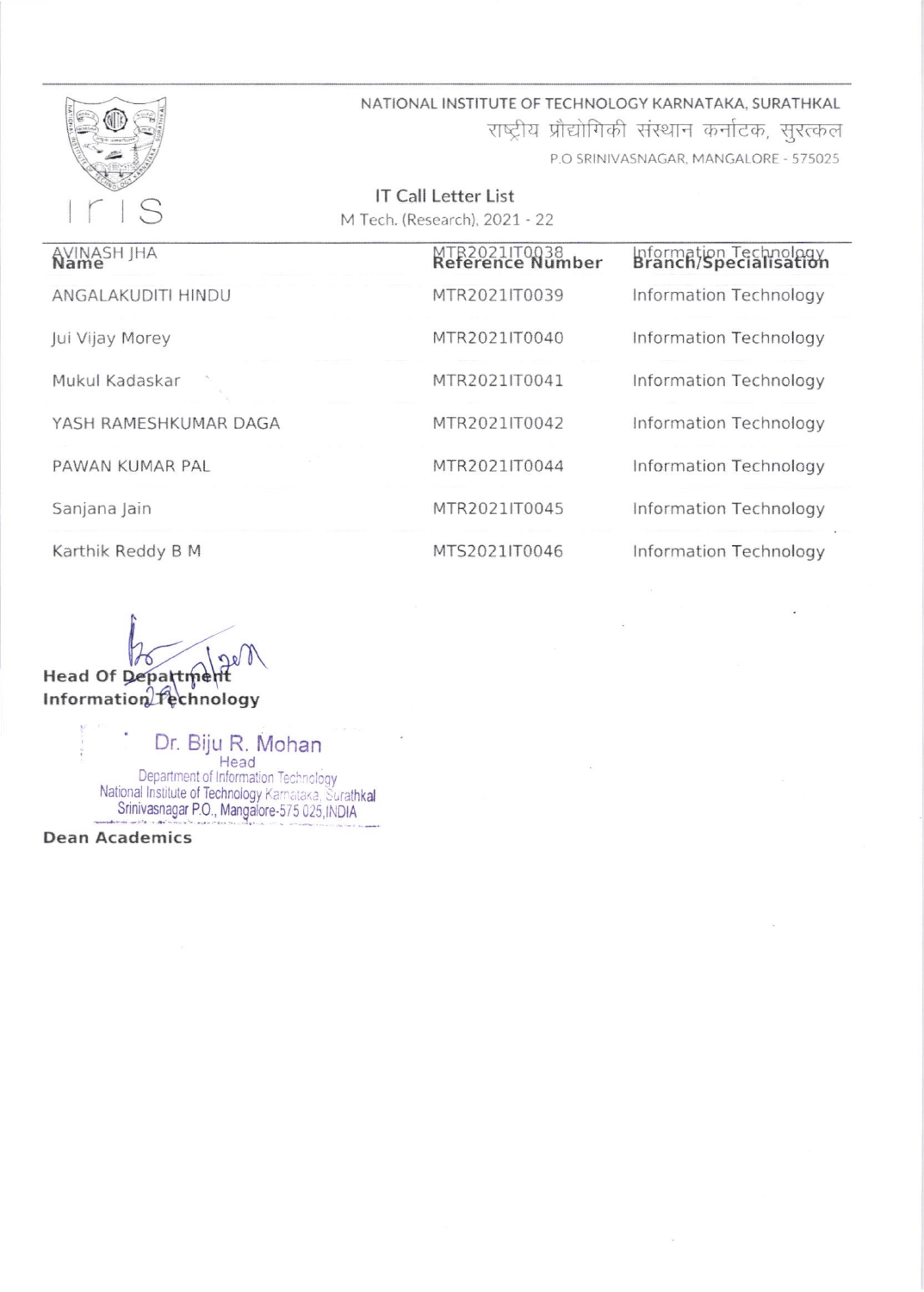NATIONAL INSTITUTE OF TECHNOLOGY KARNATAKA, SURATHKAL

राष्ट्रीय प्रौद्योगिकी संस्थान कर्नाटक, सुरत्कल

P.O SRINIVASNAGAR, MANGALORE - 575025

IRIS

## IT Call Letter List

M Tech. (Research), 2021 - 22

| Name | Reference Number | Branch/Specialisation |
|---|---|---|
| AVINASH JHA | MTR2021IT0038 | Information Technology |
| ANGALAKUDITI HINDU | MTR2021IT0039 | Information Technology |
| Jui Vijay Morey | MTR2021IT0040 | Information Technology |
| Mukul Kadaskar | MTR2021IT0041 | Information Technology |
| YASH RAMESHKUMAR DAGA | MTR2021IT0042 | Information Technology |
| PAWAN KUMAR PAL | MTR2021IT0044 | Information Technology |
| Sanjana Jain | MTR2021IT0045 | Information Technology |
| Karthik Reddy B M | MTS2021IT0046 | Information Technology |

**Head Of Department**
**Information Technology**

Dr. Biju R. Mohan
Head
Department of Information Technology
National Institute of Technology Karnataka, Surathkal
Srinivasnagar P.O., Mangalore-575 025, INDIA

**Dean Academics**